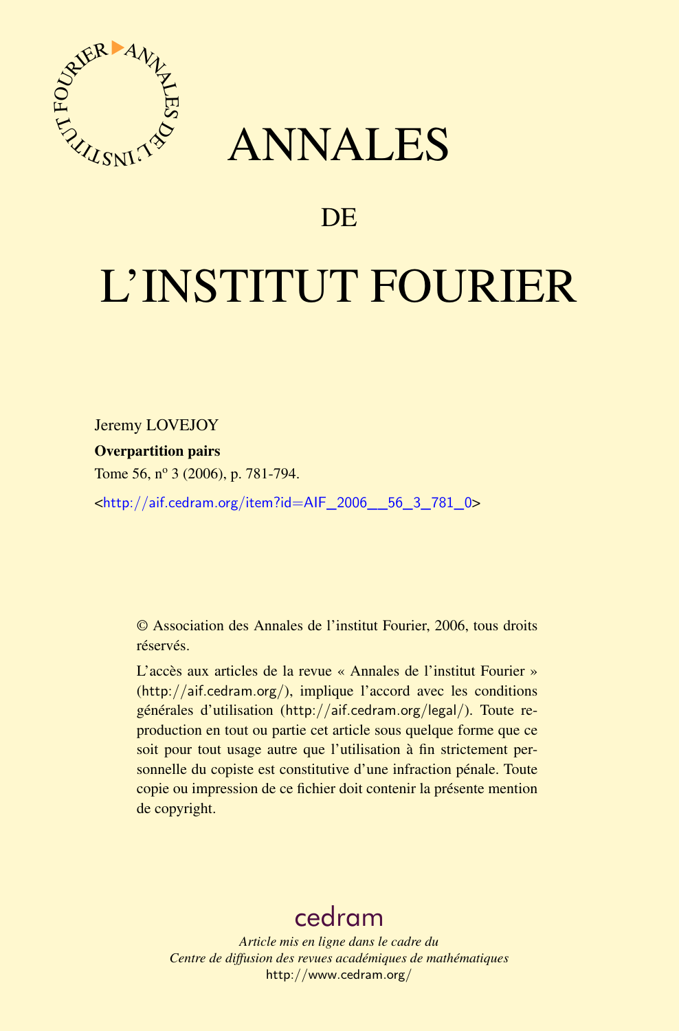# ANNALES

## DE

# L'INSTITUT FOURIER

Jeremy LOVEJOY

**Overpartition pairs**

Tome 56, nº 3 (2006), p. 781-794.

<http://aif.cedram.org/item?id=AIF_2006__56_3_781_0>

© Association des Annales de l'institut Fourier, 2006, tous droits réservés.

L'accès aux articles de la revue « Annales de l'institut Fourier » (http://aif.cedram.org/), implique l'accord avec les conditions générales d'utilisation (http://aif.cedram.org/legal/). Toute reproduction en tout ou partie cet article sous quelque forme que ce soit pour tout usage autre que l'utilisation à fin strictement personnelle du copiste est constitutive d'une infraction pénale. Toute copie ou impression de ce fichier doit contenir la présente mention de copyright.

cedram

*Article mis en ligne dans le cadre du*
*Centre de diffusion des revues académiques de mathématiques*
http://www.cedram.org/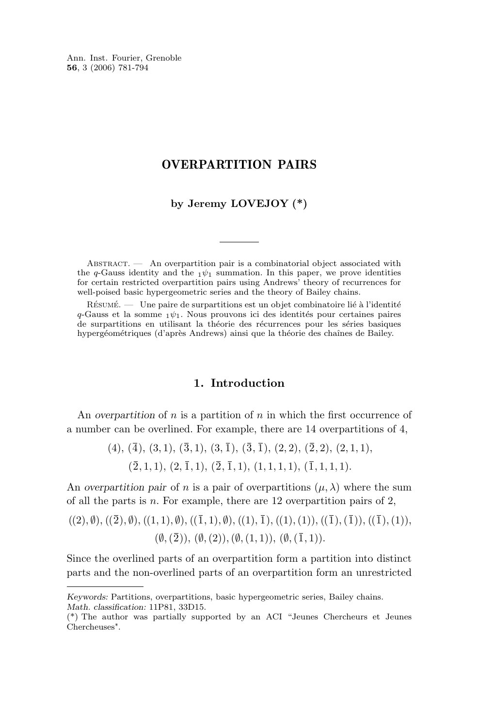# OVERPARTITION PAIRS

**by Jeremy LOVEJOY (\*)**

Abstract. — An overpartition pair is a combinatorial object associated with the $q$-Gauss identity and the ${}_1\psi_1$ summation. In this paper, we prove identities for certain restricted overpartition pairs using Andrews' theory of recurrences for well-poised basic hypergeometric series and the theory of Bailey chains.

Résumé. — Une paire de surpartitions est un objet combinatoire lié à l'identité $q$-Gauss et la somme ${}_1\psi_1$. Nous prouvons ici des identités pour certaines paires de surpartitions en utilisant la théorie des récurrences pour les séries basiques hypergéométriques (d'après Andrews) ainsi que la théorie des chaînes de Bailey.

## 1. Introduction

An *overpartition* of $n$ is a partition of $n$ in which the first occurrence of a number can be overlined. For example, there are 14 overpartitions of 4,

$$(4),\ (\overline{4}),\ (3,1),\ (\overline{3},1),\ (3,\overline{1}),\ (\overline{3},\overline{1}),\ (2,2),\ (\overline{2},2),\ (2,1,1),$$
$$(\overline{2},1,1),\ (2,\overline{1},1),\ (\overline{2},\overline{1},1),\ (1,1,1,1),\ (\overline{1},1,1,1).$$

An *overpartition pair* of $n$ is a pair of overpartitions $(\mu, \lambda)$ where the sum of all the parts is $n$. For example, there are 12 overpartition pairs of 2,

$$((2),\emptyset),\ ((\overline{2}),\emptyset),\ ((1,1),\emptyset),\ ((\overline{1},1),\emptyset),\ ((1),\overline{1}),\ ((1),(1)),\ ((\overline{1}),(\overline{1})),\ ((\overline{1}),(1)),$$
$$(\emptyset,(\overline{2})),\ (\emptyset,(2)),\ (\emptyset,(1,1)),\ (\emptyset,(\overline{1},1)).$$

Since the overlined parts of an overpartition form a partition into distinct parts and the non-overlined parts of an overpartition form an unrestricted

---

*Keywords:* Partitions, overpartitions, basic hypergeometric series, Bailey chains.
*Math. classification:* 11P81, 33D15.
(\*) The author was partially supported by an ACI "Jeunes Chercheurs et Jeunes Chercheuses".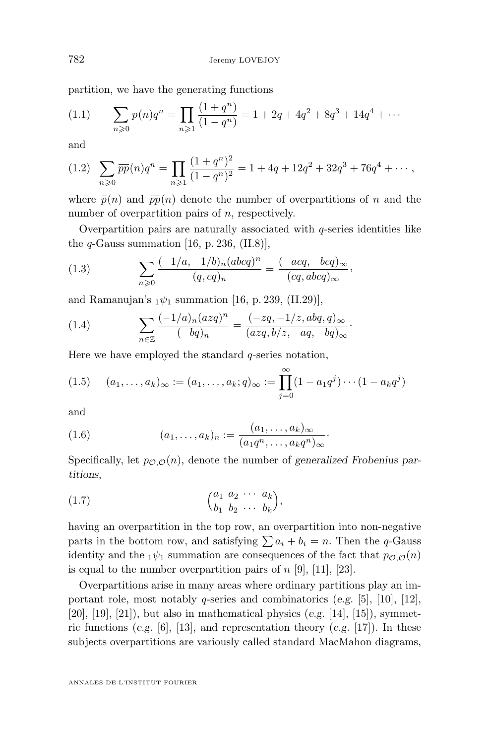partition, we have the generating functions

$$\sum_{n\geqslant 0} \overline{p}(n)q^n = \prod_{n\geqslant 1} \frac{(1+q^n)}{(1-q^n)} = 1 + 2q + 4q^2 + 8q^3 + 14q^4 + \cdots \tag{1.1}$$

and

$$\sum_{n\geqslant 0} \overline{pp}(n)q^n = \prod_{n\geqslant 1} \frac{(1+q^n)^2}{(1-q^n)^2} = 1 + 4q + 12q^2 + 32q^3 + 76q^4 + \cdots , \tag{1.2}$$

where $\overline{p}(n)$ and $\overline{pp}(n)$ denote the number of overpartitions of $n$ and the number of overpartition pairs of $n$, respectively.

Overpartition pairs are naturally associated with $q$-series identities like the $q$-Gauss summation [16, p. 236, (II.8)],

$$\sum_{n\geqslant 0} \frac{(-1/a,-1/b)_n(abcq)^n}{(q,cq)_n} = \frac{(-acq,-bcq)_\infty}{(cq,abcq)_\infty}, \tag{1.3}$$

and Ramanujan's ${}_1\psi_1$ summation [16, p. 239, (II.29)],

$$\sum_{n\in\mathbb{Z}} \frac{(-1/a)_n(azq)^n}{(-bq)_n} = \frac{(-zq,-1/z,abq,q)_\infty}{(azq,b/z,-aq,-bq)_\infty}. \tag{1.4}$$

Here we have employed the standard $q$-series notation,

$$(a_1,\ldots,a_k)_\infty := (a_1,\ldots,a_k;q)_\infty := \prod_{j=0}^{\infty}(1-a_1q^j)\cdots(1-a_kq^j) \tag{1.5}$$

and

$$(a_1,\ldots,a_k)_n := \frac{(a_1,\ldots,a_k)_\infty}{(a_1q^n,\ldots,a_kq^n)_\infty}. \tag{1.6}$$

Specifically, let $p_{\mathcal{O},\mathcal{O}}(n)$, denote the number of *generalized Frobenius partitions*,

$$\begin{pmatrix} a_1 & a_2 & \cdots & a_k \\ b_1 & b_2 & \cdots & b_k \end{pmatrix}, \tag{1.7}$$

having an overpartition in the top row, an overpartition into non-negative parts in the bottom row, and satisfying $\sum a_i + b_i = n$. Then the $q$-Gauss identity and the ${}_1\psi_1$ summation are consequences of the fact that $p_{\mathcal{O},\mathcal{O}}(n)$ is equal to the number overpartition pairs of $n$ [9], [11], [23].

Overpartitions arise in many areas where ordinary partitions play an important role, most notably $q$-series and combinatorics (*e.g.* [5], [10], [12], [20], [19], [21]), but also in mathematical physics (*e.g.* [14], [15]), symmetric functions (*e.g.* [6], [13], and representation theory (*e.g.* [17]). In these subjects overpartitions are variously called standard MacMahon diagrams,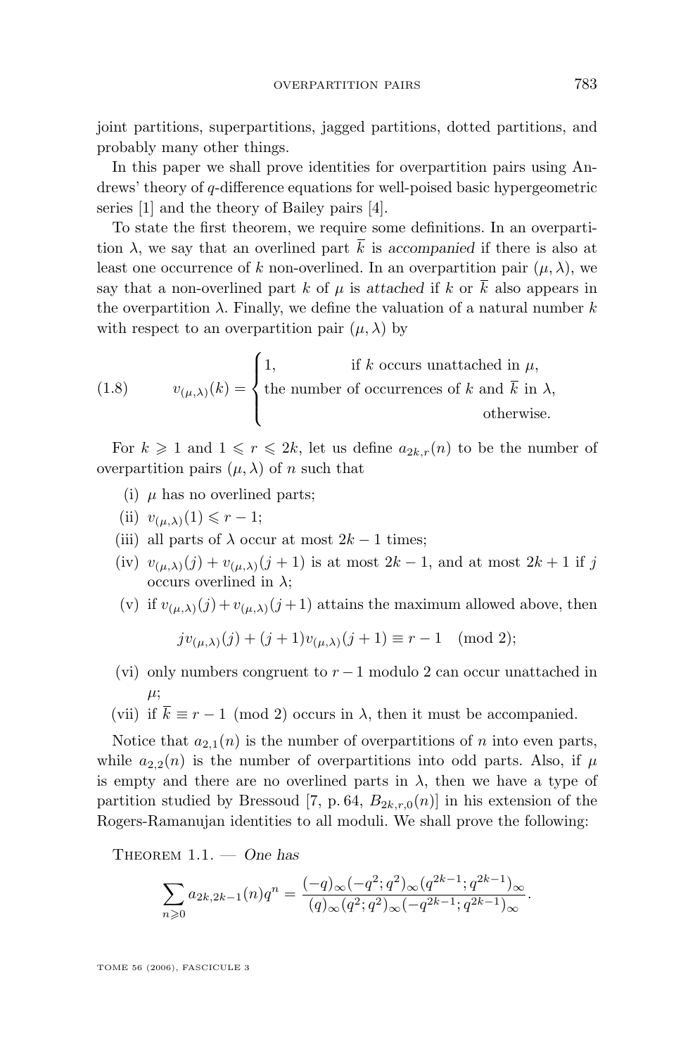joint partitions, superpartitions, jagged partitions, dotted partitions, and probably many other things.

In this paper we shall prove identities for overpartition pairs using Andrews' theory of $q$-difference equations for well-poised basic hypergeometric series [1] and the theory of Bailey pairs [4].

To state the first theorem, we require some definitions. In an overpartition $\lambda$, we say that an overlined part $\overline{k}$ is *accompanied* if there is also at least one occurrence of $k$ non-overlined. In an overpartition pair $(\mu, \lambda)$, we say that a non-overlined part $k$ of $\mu$ is *attached* if $k$ or $\overline{k}$ also appears in the overpartition $\lambda$. Finally, we define the valuation of a natural number $k$ with respect to an overpartition pair $(\mu, \lambda)$ by

$$v_{(\mu,\lambda)}(k) = \begin{cases} 1, & \text{if } k \text{ occurs unattached in } \mu, \\ \text{the number of occurrences of } k \text{ and } \overline{k} \text{ in } \lambda, & \\ & \text{otherwise.} \end{cases} \tag{1.8}$$

For $k \geqslant 1$ and $1 \leqslant r \leqslant 2k$, let us define $a_{2k,r}(n)$ to be the number of overpartition pairs $(\mu, \lambda)$ of $n$ such that

- (i) $\mu$ has no overlined parts;
- (ii) $v_{(\mu,\lambda)}(1) \leqslant r - 1$;
- (iii) all parts of $\lambda$ occur at most $2k - 1$ times;
- (iv) $v_{(\mu,\lambda)}(j) + v_{(\mu,\lambda)}(j+1)$ is at most $2k-1$, and at most $2k+1$ if $j$ occurs overlined in $\lambda$;
- (v) if $v_{(\mu,\lambda)}(j) + v_{(\mu,\lambda)}(j+1)$ attains the maximum allowed above, then
$$jv_{(\mu,\lambda)}(j) + (j+1)v_{(\mu,\lambda)}(j+1) \equiv r - 1 \pmod 2;$$
- (vi) only numbers congruent to $r-1$ modulo 2 can occur unattached in $\mu$;
- (vii) if $\overline{k} \equiv r - 1 \pmod 2$ occurs in $\lambda$, then it must be accompanied.

Notice that $a_{2,1}(n)$ is the number of overpartitions of $n$ into even parts, while $a_{2,2}(n)$ is the number of overpartitions into odd parts. Also, if $\mu$ is empty and there are no overlined parts in $\lambda$, then we have a type of partition studied by Bressoud [7, p. 64, $B_{2k,r,0}(n)$] in his extension of the Rogers-Ramanujan identities to all moduli. We shall prove the following:

Theorem 1.1. — *One has*

$$\sum_{n\geqslant 0} a_{2k,2k-1}(n)q^n = \frac{(-q)_\infty(-q^2;q^2)_\infty(q^{2k-1};q^{2k-1})_\infty}{(q)_\infty(q^2;q^2)_\infty(-q^{2k-1};q^{2k-1})_\infty}.$$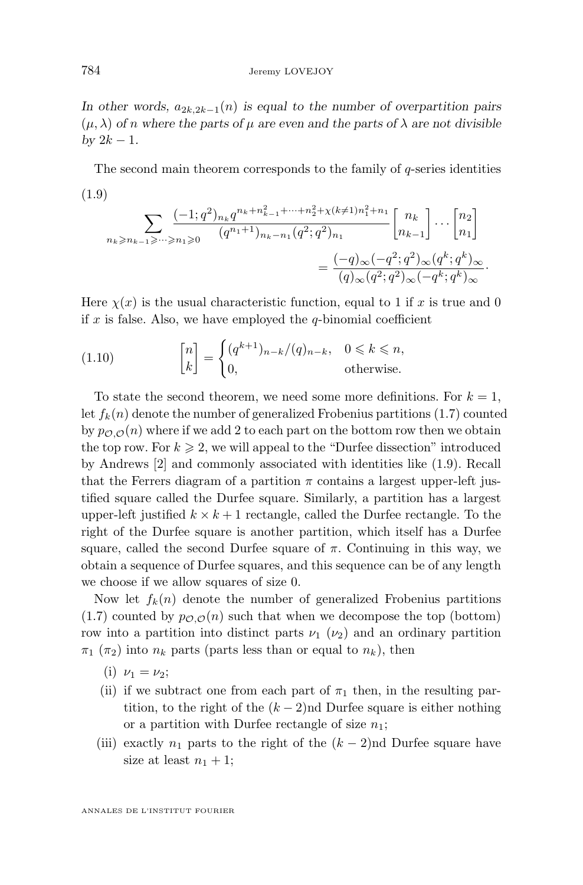*In other words, $a_{2k,2k-1}(n)$ is equal to the number of overpartition pairs $(\mu, \lambda)$ of $n$ where the parts of $\mu$ are even and the parts of $\lambda$ are not divisible by $2k-1$.*

The second main theorem corresponds to the family of $q$-series identities

(1.9)
$$\sum_{n_k \geqslant n_{k-1} \geqslant \cdots \geqslant n_1 \geqslant 0} \frac{(-1;q^2)_{n_k} q^{n_k + n_{k-1}^2 + \cdots + n_2^2 + \chi(k \neq 1) n_1^2 + n_1}}{(q^{n_1+1})_{n_k - n_1} (q^2;q^2)_{n_1}} \begin{bmatrix} n_k \\ n_{k-1} \end{bmatrix} \cdots \begin{bmatrix} n_2 \\ n_1 \end{bmatrix} = \frac{(-q)_\infty (-q^2;q^2)_\infty (q^k;q^k)_\infty}{(q)_\infty (q^2;q^2)_\infty (-q^k;q^k)_\infty}.$$

Here $\chi(x)$ is the usual characteristic function, equal to 1 if $x$ is true and 0 if $x$ is false. Also, we have employed the $q$-binomial coefficient

$$\begin{bmatrix} n \\ k \end{bmatrix} = \begin{cases} (q^{k+1})_{n-k}/(q)_{n-k}, & 0 \leqslant k \leqslant n, \\ 0, & \text{otherwise.} \end{cases} \tag{1.10}$$

To state the second theorem, we need some more definitions. For $k=1$, let $f_k(n)$ denote the number of generalized Frobenius partitions (1.7) counted by $p_{\mathcal{O},\mathcal{O}}(n)$ where if we add 2 to each part on the bottom row then we obtain the top row. For $k \geqslant 2$, we will appeal to the "Durfee dissection" introduced by Andrews [2] and commonly associated with identities like (1.9). Recall that the Ferrers diagram of a partition $\pi$ contains a largest upper-left justified square called the Durfee square. Similarly, a partition has a largest upper-left justified $k \times k+1$ rectangle, called the Durfee rectangle. To the right of the Durfee square is another partition, which itself has a Durfee square, called the second Durfee square of $\pi$. Continuing in this way, we obtain a sequence of Durfee squares, and this sequence can be of any length we choose if we allow squares of size 0.

Now let $f_k(n)$ denote the number of generalized Frobenius partitions (1.7) counted by $p_{\mathcal{O},\mathcal{O}}(n)$ such that when we decompose the top (bottom) row into a partition into distinct parts $\nu_1$ ($\nu_2$) and an ordinary partition $\pi_1$ ($\pi_2$) into $n_k$ parts (parts less than or equal to $n_k$), then

(i) $\nu_1 = \nu_2$;

(ii) if we subtract one from each part of $\pi_1$ then, in the resulting partition, to the right of the $(k-2)$nd Durfee square is either nothing or a partition with Durfee rectangle of size $n_1$;

(iii) exactly $n_1$ parts to the right of the $(k-2)$nd Durfee square have size at least $n_1 + 1$;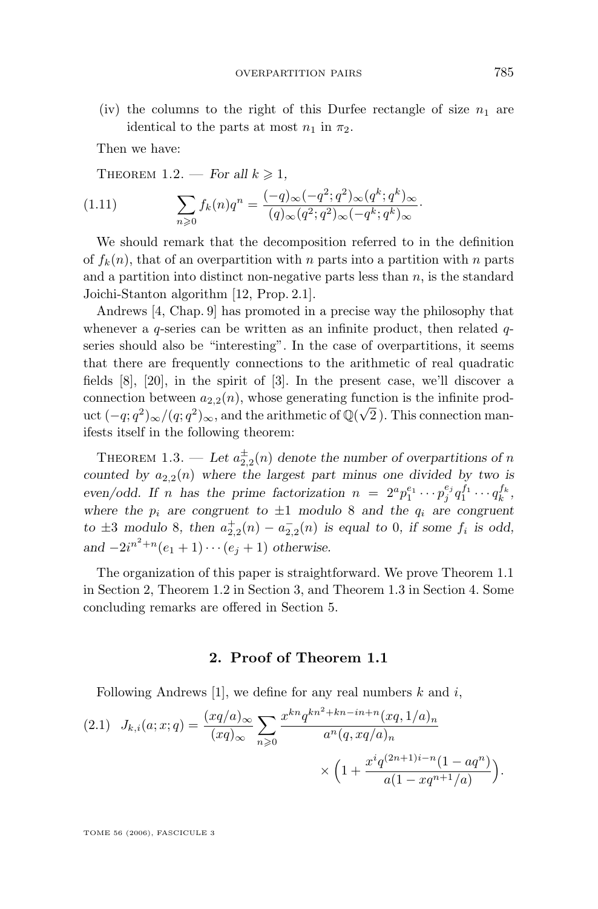(iv) the columns to the right of this Durfee rectangle of size $n_1$ are identical to the parts at most $n_1$ in $\pi_2$.

Then we have:

Theorem 1.2. — *For all $k \geqslant 1$,*

$$\sum_{n\geqslant 0} f_k(n)q^n = \frac{(-q)_\infty(-q^2;q^2)_\infty(q^k;q^k)_\infty}{(q)_\infty(q^2;q^2)_\infty(-q^k;q^k)_\infty}. \tag{1.11}$$

We should remark that the decomposition referred to in the definition of $f_k(n)$, that of an overpartition with $n$ parts into a partition with $n$ parts and a partition into distinct non-negative parts less than $n$, is the standard Joichi-Stanton algorithm [12, Prop. 2.1].

Andrews [4, Chap. 9] has promoted in a precise way the philosophy that whenever a $q$-series can be written as an infinite product, then related $q$-series should also be "interesting". In the case of overpartitions, it seems that there are frequently connections to the arithmetic of real quadratic fields [8], [20], in the spirit of [3]. In the present case, we'll discover a connection between $a_{2,2}(n)$, whose generating function is the infinite product $(-q;q^2)_\infty/(q;q^2)_\infty$, and the arithmetic of $\mathbb{Q}(\sqrt{2})$. This connection manifests itself in the following theorem:

Theorem 1.3. — *Let $a^{\pm}_{2,2}(n)$ denote the number of overpartitions of $n$ counted by $a_{2,2}(n)$ where the largest part minus one divided by two is even/odd. If $n$ has the prime factorization $n = 2^a p_1^{e_1}\cdots p_j^{e_j} q_1^{f_1}\cdots q_k^{f_k}$, where the $p_i$ are congruent to $\pm 1$ modulo 8 and the $q_i$ are congruent to $\pm 3$ modulo 8, then $a^{+}_{2,2}(n) - a^{-}_{2,2}(n)$ is equal to 0, if some $f_i$ is odd, and $-2i^{n^2+n}(e_1+1)\cdots(e_j+1)$ otherwise.*

The organization of this paper is straightforward. We prove Theorem 1.1 in Section 2, Theorem 1.2 in Section 3, and Theorem 1.3 in Section 4. Some concluding remarks are offered in Section 5.

## 2. Proof of Theorem 1.1

Following Andrews [1], we define for any real numbers $k$ and $i$,

$$J_{k,i}(a;x;q) = \frac{(xq/a)_\infty}{(xq)_\infty}\sum_{n\geqslant 0}\frac{x^{kn}q^{kn^2+kn-in+n}(xq,1/a)_n}{a^n(q,xq/a)_n} \times\Big(1+\frac{x^i q^{(2n+1)i-n}(1-aq^n)}{a(1-xq^{n+1}/a)}\Big). \tag{2.1}$$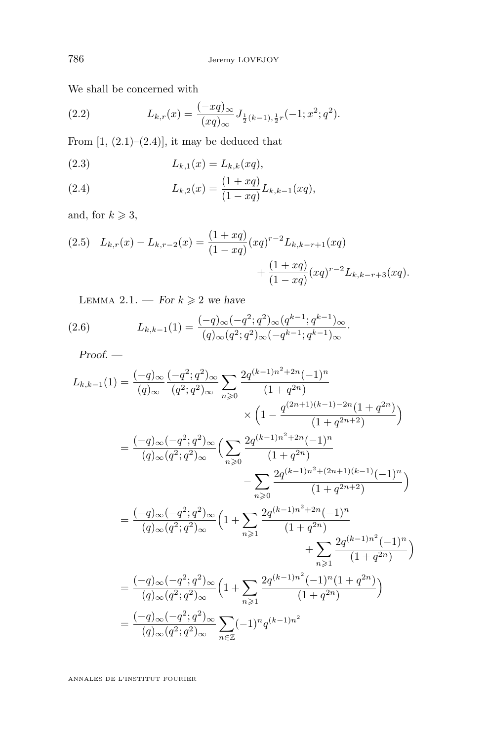We shall be concerned with

$$L_{k,r}(x) = \frac{(-xq)_\infty}{(xq)_\infty} J_{\frac{1}{2}(k-1),\frac{1}{2}r}(-1;x^2;q^2). \tag{2.2}$$

From [1, (2.1)–(2.4)], it may be deduced that

$$L_{k,1}(x) = L_{k,k}(xq), \tag{2.3}$$

$$L_{k,2}(x) = \frac{(1+xq)}{(1-xq)} L_{k,k-1}(xq), \tag{2.4}$$

and, for $k \geqslant 3$,

$$L_{k,r}(x) - L_{k,r-2}(x) = \frac{(1+xq)}{(1-xq)}(xq)^{r-2} L_{k,k-r+1}(xq) + \frac{(1+xq)}{(1-xq)}(xq)^{r-2} L_{k,k-r+3}(xq). \tag{2.5}$$

Lemma 2.1. — *For $k \geqslant 2$ we have*

$$L_{k,k-1}(1) = \frac{(-q)_\infty(-q^2;q^2)_\infty(q^{k-1};q^{k-1})_\infty}{(q)_\infty(q^2;q^2)_\infty(-q^{k-1};q^{k-1})_\infty}. \tag{2.6}$$

*Proof.* —

$$\begin{aligned}
L_{k,k-1}(1) &= \frac{(-q)_\infty}{(q)_\infty}\frac{(-q^2;q^2)_\infty}{(q^2;q^2)_\infty}\sum_{n\geqslant 0}\frac{2q^{(k-1)n^2+2n}(-1)^n}{(1+q^{2n})} \times\Big(1-\frac{q^{(2n+1)(k-1)-2n}(1+q^{2n})}{(1+q^{2n+2})}\Big)\\
&= \frac{(-q)_\infty(-q^2;q^2)_\infty}{(q)_\infty(q^2;q^2)_\infty}\Big(\sum_{n\geqslant 0}\frac{2q^{(k-1)n^2+2n}(-1)^n}{(1+q^{2n})} - \sum_{n\geqslant 0}\frac{2q^{(k-1)n^2+(2n+1)(k-1)}(-1)^n}{(1+q^{2n+2})}\Big)\\
&= \frac{(-q)_\infty(-q^2;q^2)_\infty}{(q)_\infty(q^2;q^2)_\infty}\Big(1+\sum_{n\geqslant 1}\frac{2q^{(k-1)n^2+2n}(-1)^n}{(1+q^{2n})} + \sum_{n\geqslant 1}\frac{2q^{(k-1)n^2}(-1)^n}{(1+q^{2n})}\Big)\\
&= \frac{(-q)_\infty(-q^2;q^2)_\infty}{(q)_\infty(q^2;q^2)_\infty}\Big(1+\sum_{n\geqslant 1}\frac{2q^{(k-1)n^2}(-1)^n(1+q^{2n})}{(1+q^{2n})}\Big)\\
&= \frac{(-q)_\infty(-q^2;q^2)_\infty}{(q)_\infty(q^2;q^2)_\infty}\sum_{n\in\mathbb{Z}}(-1)^n q^{(k-1)n^2}
\end{aligned}$$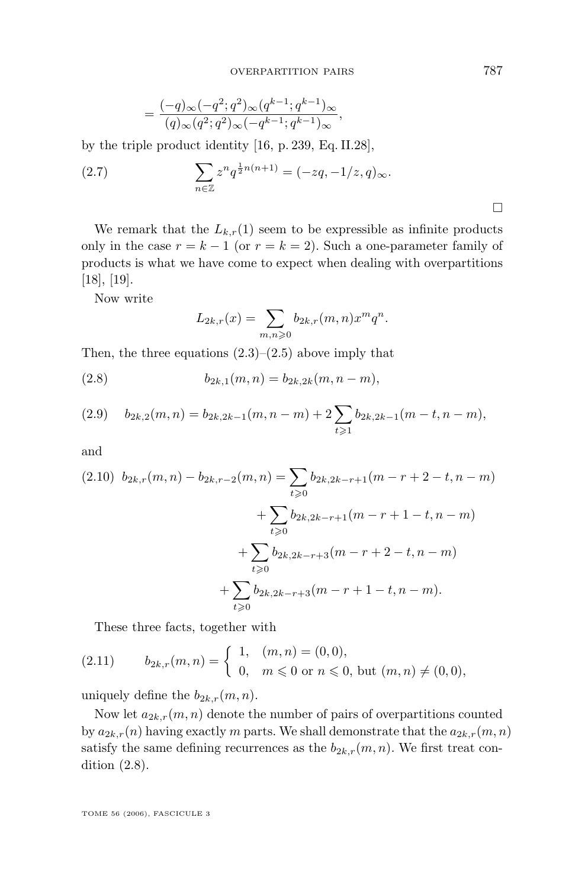$$= \frac{(-q)_\infty(-q^2;q^2)_\infty(q^{k-1};q^{k-1})_\infty}{(q)_\infty(q^2;q^2)_\infty(-q^{k-1};q^{k-1})_\infty},$$

by the triple product identity [16, p. 239, Eq. II.28],

$$\sum_{n\in\mathbb{Z}} z^n q^{\frac{1}{2}n(n+1)} = (-zq, -1/z, q)_\infty. \tag{2.7}$$

□

We remark that the $L_{k,r}(1)$ seem to be expressible as infinite products only in the case $r = k-1$ (or $r = k = 2$). Such a one-parameter family of products is what we have come to expect when dealing with overpartitions [18], [19].

Now write

$$L_{2k,r}(x) = \sum_{m,n\geqslant 0} b_{2k,r}(m,n)x^m q^n.$$

Then, the three equations (2.3)–(2.5) above imply that

$$b_{2k,1}(m,n) = b_{2k,2k}(m,n-m), \tag{2.8}$$

$$b_{2k,2}(m,n) = b_{2k,2k-1}(m,n-m) + 2\sum_{t\geqslant 1} b_{2k,2k-1}(m-t,n-m), \tag{2.9}$$

and

$$\begin{aligned} b_{2k,r}(m,n) - b_{2k,r-2}(m,n) &= \sum_{t\geqslant 0} b_{2k,2k-r+1}(m-r+2-t,n-m) \\ &+ \sum_{t\geqslant 0} b_{2k,2k-r+1}(m-r+1-t,n-m) \\ &+ \sum_{t\geqslant 0} b_{2k,2k-r+3}(m-r+2-t,n-m) \\ &+ \sum_{t\geqslant 0} b_{2k,2k-r+3}(m-r+1-t,n-m). \end{aligned} \tag{2.10}$$

These three facts, together with

$$b_{2k,r}(m,n) = \begin{cases} 1, & (m,n) = (0,0), \\ 0, & m \leqslant 0 \text{ or } n \leqslant 0, \text{ but } (m,n) \neq (0,0), \end{cases} \tag{2.11}$$

uniquely define the $b_{2k,r}(m,n)$.

Now let $a_{2k,r}(m,n)$ denote the number of pairs of overpartitions counted by $a_{2k,r}(n)$ having exactly $m$ parts. We shall demonstrate that the $a_{2k,r}(m,n)$ satisfy the same defining recurrences as the $b_{2k,r}(m,n)$. We first treat condition (2.8).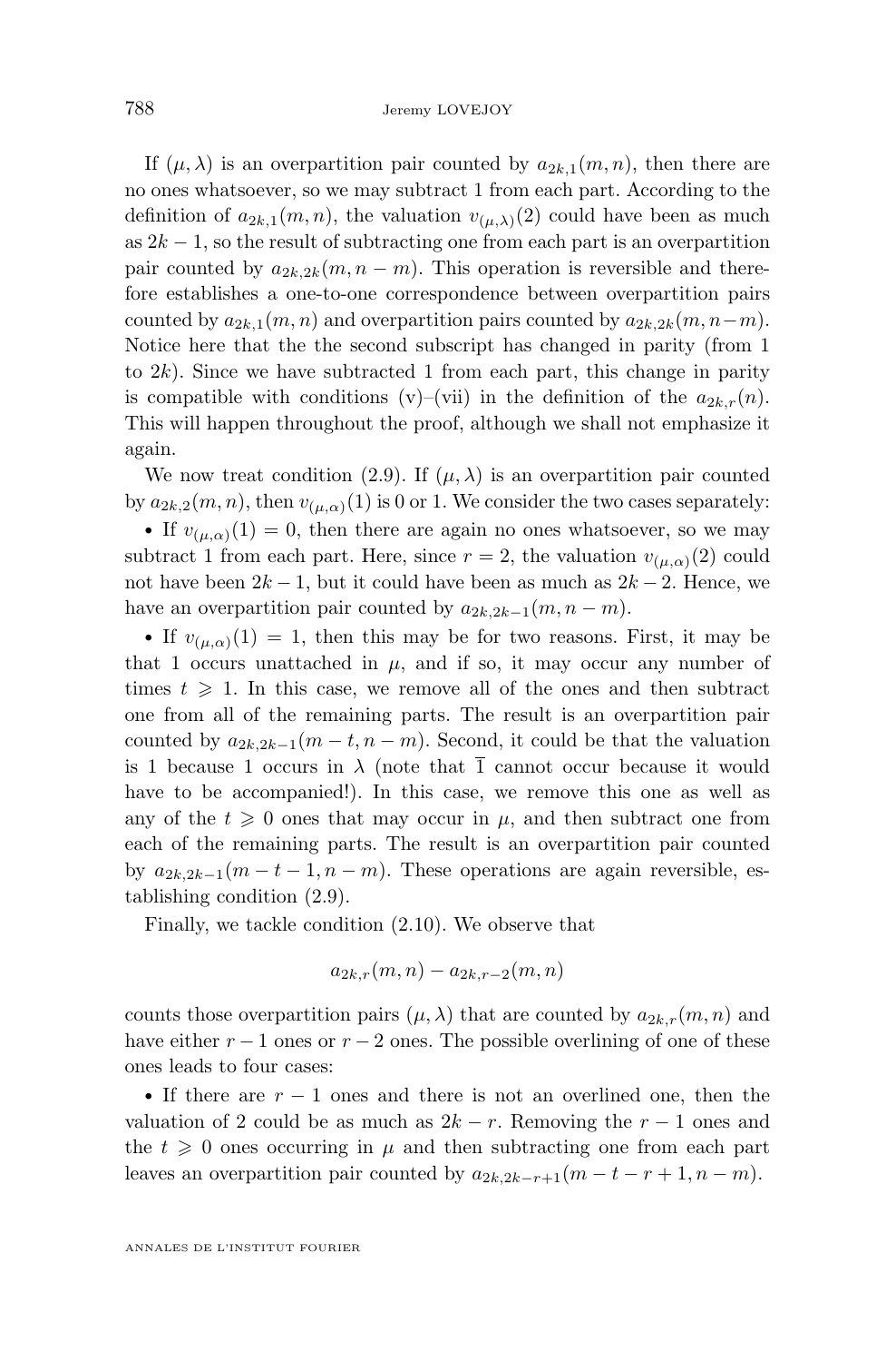If $(\mu, \lambda)$ is an overpartition pair counted by $a_{2k,1}(m,n)$, then there are no ones whatsoever, so we may subtract 1 from each part. According to the definition of $a_{2k,1}(m,n)$, the valuation $v_{(\mu,\lambda)}(2)$ could have been as much as $2k-1$, so the result of subtracting one from each part is an overpartition pair counted by $a_{2k,2k}(m,n-m)$. This operation is reversible and therefore establishes a one-to-one correspondence between overpartition pairs counted by $a_{2k,1}(m,n)$ and overpartition pairs counted by $a_{2k,2k}(m,n-m)$. Notice here that the the second subscript has changed in parity (from 1 to $2k$). Since we have subtracted 1 from each part, this change in parity is compatible with conditions (v)–(vii) in the definition of the $a_{2k,r}(n)$. This will happen throughout the proof, although we shall not emphasize it again.

We now treat condition (2.9). If $(\mu, \lambda)$ is an overpartition pair counted by $a_{2k,2}(m,n)$, then $v_{(\mu,\alpha)}(1)$ is 0 or 1. We consider the two cases separately:

- If $v_{(\mu,\alpha)}(1) = 0$, then there are again no ones whatsoever, so we may subtract 1 from each part. Here, since $r = 2$, the valuation $v_{(\mu,\alpha)}(2)$ could not have been $2k-1$, but it could have been as much as $2k-2$. Hence, we have an overpartition pair counted by $a_{2k,2k-1}(m,n-m)$.

- If $v_{(\mu,\alpha)}(1) = 1$, then this may be for two reasons. First, it may be that 1 occurs unattached in $\mu$, and if so, it may occur any number of times $t \geqslant 1$. In this case, we remove all of the ones and then subtract one from all of the remaining parts. The result is an overpartition pair counted by $a_{2k,2k-1}(m-t,n-m)$. Second, it could be that the valuation is 1 because 1 occurs in $\lambda$ (note that $\overline{1}$ cannot occur because it would have to be accompanied!). In this case, we remove this one as well as any of the $t \geqslant 0$ ones that may occur in $\mu$, and then subtract one from each of the remaining parts. The result is an overpartition pair counted by $a_{2k,2k-1}(m-t-1,n-m)$. These operations are again reversible, establishing condition (2.9).

Finally, we tackle condition (2.10). We observe that

$$a_{2k,r}(m,n) - a_{2k,r-2}(m,n)$$

counts those overpartition pairs $(\mu, \lambda)$ that are counted by $a_{2k,r}(m,n)$ and have either $r-1$ ones or $r-2$ ones. The possible overlining of one of these ones leads to four cases:

- If there are $r-1$ ones and there is not an overlined one, then the valuation of 2 could be as much as $2k-r$. Removing the $r-1$ ones and the $t \geqslant 0$ ones occurring in $\mu$ and then subtracting one from each part leaves an overpartition pair counted by $a_{2k,2k-r+1}(m-t-r+1,n-m)$.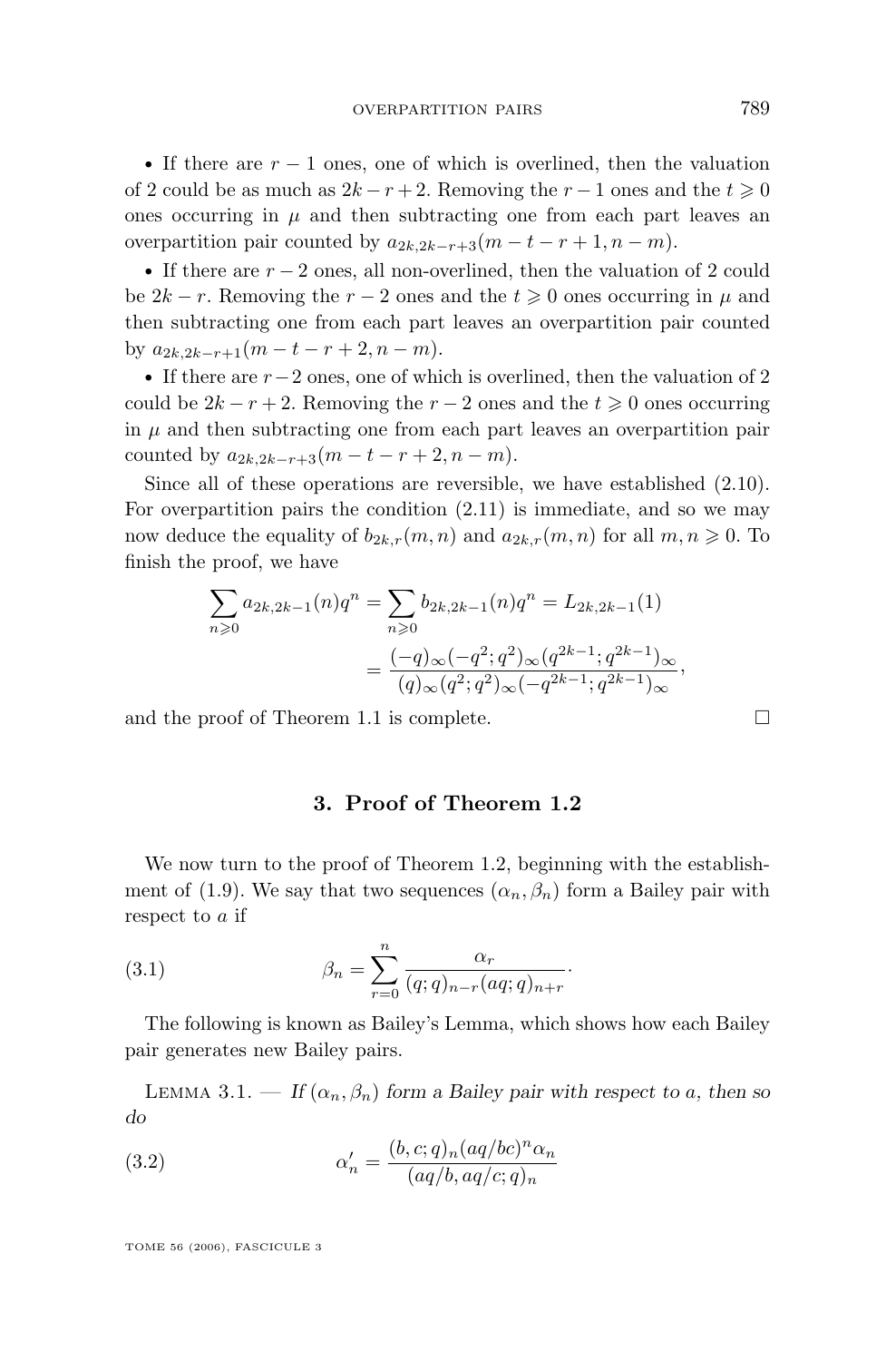- If there are $r-1$ ones, one of which is overlined, then the valuation of 2 could be as much as $2k-r+2$. Removing the $r-1$ ones and the $t \geqslant 0$ ones occurring in $\mu$ and then subtracting one from each part leaves an overpartition pair counted by $a_{2k,2k-r+3}(m-t-r+1, n-m)$.

- If there are $r-2$ ones, all non-overlined, then the valuation of 2 could be $2k-r$. Removing the $r-2$ ones and the $t \geqslant 0$ ones occurring in $\mu$ and then subtracting one from each part leaves an overpartition pair counted by $a_{2k,2k-r+1}(m-t-r+2, n-m)$.

- If there are $r-2$ ones, one of which is overlined, then the valuation of 2 could be $2k-r+2$. Removing the $r-2$ ones and the $t \geqslant 0$ ones occurring in $\mu$ and then subtracting one from each part leaves an overpartition pair counted by $a_{2k,2k-r+3}(m-t-r+2, n-m)$.

Since all of these operations are reversible, we have established (2.10). For overpartition pairs the condition (2.11) is immediate, and so we may now deduce the equality of $b_{2k,r}(m,n)$ and $a_{2k,r}(m,n)$ for all $m, n \geqslant 0$. To finish the proof, we have

$$\sum_{n\geqslant 0} a_{2k,2k-1}(n)q^n = \sum_{n\geqslant 0} b_{2k,2k-1}(n)q^n = L_{2k,2k-1}(1)$$
$$= \frac{(-q)_\infty(-q^2;q^2)_\infty(q^{2k-1};q^{2k-1})_\infty}{(q)_\infty(q^2;q^2)_\infty(-q^{2k-1};q^{2k-1})_\infty},$$

and the proof of Theorem 1.1 is complete. □

## 3. Proof of Theorem 1.2

We now turn to the proof of Theorem 1.2, beginning with the establishment of (1.9). We say that two sequences $(\alpha_n, \beta_n)$ form a Bailey pair with respect to $a$ if

$$\beta_n = \sum_{r=0}^{n} \frac{\alpha_r}{(q;q)_{n-r}(aq;q)_{n+r}}. \tag{3.1}$$

The following is known as Bailey's Lemma, which shows how each Bailey pair generates new Bailey pairs.

Lemma 3.1. — *If $(\alpha_n, \beta_n)$ form a Bailey pair with respect to $a$, then so do*

$$\alpha_n' = \frac{(b,c;q)_n(aq/bc)^n\alpha_n}{(aq/b,aq/c;q)_n} \tag{3.2}$$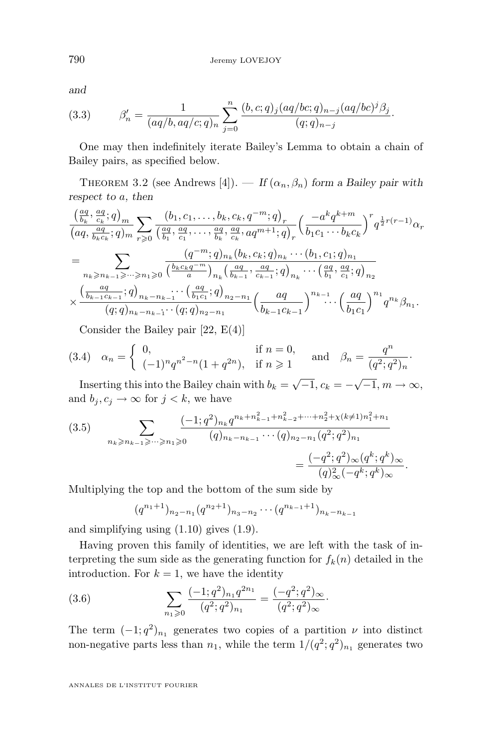*and*

$$\beta'_n = \frac{1}{(aq/b, aq/c;q)_n} \sum_{j=0}^{n} \frac{(b,c;q)_j (aq/bc;q)_{n-j} (aq/bc)^j \beta_j}{(q;q)_{n-j}}. \tag{3.3}$$

One may then indefinitely iterate Bailey's Lemma to obtain a chain of Bailey pairs, as specified below.

Theorem 3.2 (see Andrews [4]). — *If $(\alpha_n, \beta_n)$ form a Bailey pair with respect to $a$, then*

$$\frac{\left(\frac{aq}{b_k}, \frac{aq}{c_k};q\right)_m}{\left(aq, \frac{aq}{b_k c_k};q\right)_m} \sum_{r\geqslant 0} \frac{(b_1, c_1, \ldots, b_k, c_k, q^{-m};q)_r}{\left(\frac{aq}{b_1}, \frac{aq}{c_1}, \ldots, \frac{aq}{b_k}, \frac{aq}{c_k}, aq^{m+1};q\right)_r} \left(\frac{-a^k q^{k+m}}{b_1 c_1 \cdots b_k c_k}\right)^r q^{\frac{1}{2}r(r-1)} \alpha_r$$
$$= \sum_{n_k \geqslant n_{k-1} \geqslant \cdots \geqslant n_1 \geqslant 0} \frac{(q^{-m};q)_{n_k} (b_k, c_k;q)_{n_k} \cdots (b_1, c_1;q)_{n_1}}{\left(\frac{b_k c_k q^{-m}}{a}\right)_{n_k} \left(\frac{aq}{b_{k-1}}, \frac{aq}{c_{k-1}};q\right)_{n_k} \cdots \left(\frac{aq}{b_1}, \frac{aq}{c_1};q\right)_{n_2}}$$
$$\times \frac{\left(\frac{aq}{b_{k-1}c_{k-1}};q\right)_{n_k - n_{k-1}} \cdots \left(\frac{aq}{b_1 c_1};q\right)_{n_2 - n_1}}{(q;q)_{n_k - n_{k-1}} \cdots (q;q)_{n_2 - n_1}} \left(\frac{aq}{b_{k-1}c_{k-1}}\right)^{n_{k-1}} \cdots \left(\frac{aq}{b_1 c_1}\right)^{n_1} q^{n_k} \beta_{n_1}.$$

Consider the Bailey pair [22, E(4)]

$$\alpha_n = \begin{cases} 0, & \text{if } n = 0, \\ (-1)^n q^{n^2 - n}(1 + q^{2n}), & \text{if } n \geqslant 1 \end{cases} \quad \text{and} \quad \beta_n = \frac{q^n}{(q^2;q^2)_n}. \tag{3.4}$$

Inserting this into the Bailey chain with $b_k = \sqrt{-1}$, $c_k = -\sqrt{-1}$, $m \to \infty$, and $b_j, c_j \to \infty$ for $j < k$, we have

$$\sum_{n_k \geqslant n_{k-1} \geqslant \cdots \geqslant n_1 \geqslant 0} \frac{(-1;q^2)_{n_k} q^{n_k + n_{k-1}^2 + n_{k-2}^2 + \cdots + n_2^2 + \chi(k \neq 1) n_1^2 + n_1}}{(q)_{n_k - n_{k-1}} \cdots (q)_{n_2 - n_1} (q^2;q^2)_{n_1}} = \frac{(-q^2;q^2)_\infty (q^k;q^k)_\infty}{(q)_\infty^2 (-q^k;q^k)_\infty}. \tag{3.5}$$

Multiplying the top and the bottom of the sum side by

$$(q^{n_1+1})_{n_2 - n_1} (q^{n_2+1})_{n_3 - n_2} \cdots (q^{n_{k-1}+1})_{n_k - n_{k-1}}$$

and simplifying using (1.10) gives (1.9).

Having proven this family of identities, we are left with the task of interpreting the sum side as the generating function for $f_k(n)$ detailed in the introduction. For $k = 1$, we have the identity

$$\sum_{n_1 \geqslant 0} \frac{(-1;q^2)_{n_1} q^{2n_1}}{(q^2;q^2)_{n_1}} = \frac{(-q^2;q^2)_\infty}{(q^2;q^2)_\infty}. \tag{3.6}$$

The term $(-1;q^2)_{n_1}$ generates two copies of a partition $\nu$ into distinct non-negative parts less than $n_1$, while the term $1/(q^2;q^2)_{n_1}$ generates two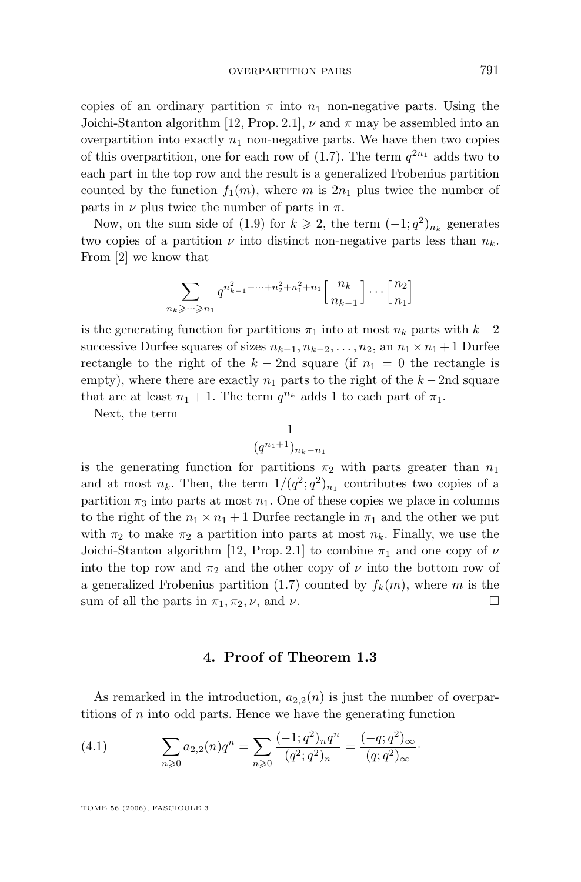copies of an ordinary partition $\pi$ into $n_1$ non-negative parts. Using the Joichi-Stanton algorithm [12, Prop. 2.1], $\nu$ and $\pi$ may be assembled into an overpartition into exactly $n_1$ non-negative parts. We have then two copies of this overpartition, one for each row of (1.7). The term $q^{2n_1}$ adds two to each part in the top row and the result is a generalized Frobenius partition counted by the function $f_1(m)$, where $m$ is $2n_1$ plus twice the number of parts in $\nu$ plus twice the number of parts in $\pi$.

Now, on the sum side of (1.9) for $k \geqslant 2$, the term $(-1;q^2)_{n_k}$ generates two copies of a partition $\nu$ into distinct non-negative parts less than $n_k$. From [2] we know that

$$\sum_{n_k \geqslant \cdots \geqslant n_1} q^{n_{k-1}^2+\cdots+n_2^2+n_1^2+n_1} \begin{bmatrix} n_k \\ n_{k-1} \end{bmatrix} \cdots \begin{bmatrix} n_2 \\ n_1 \end{bmatrix}$$

is the generating function for partitions $\pi_1$ into at most $n_k$ parts with $k-2$ successive Durfee squares of sizes $n_{k-1}, n_{k-2}, \ldots, n_2$, an $n_1 \times n_1+1$ Durfee rectangle to the right of the $k-2$nd square (if $n_1 = 0$ the rectangle is empty), where there are exactly $n_1$ parts to the right of the $k-2$nd square that are at least $n_1+1$. The term $q^{n_k}$ adds 1 to each part of $\pi_1$.

Next, the term

$$\frac{1}{(q^{n_1+1})_{n_k-n_1}}$$

is the generating function for partitions $\pi_2$ with parts greater than $n_1$ and at most $n_k$. Then, the term $1/(q^2;q^2)_{n_1}$ contributes two copies of a partition $\pi_3$ into parts at most $n_1$. One of these copies we place in columns to the right of the $n_1 \times n_1+1$ Durfee rectangle in $\pi_1$ and the other we put with $\pi_2$ to make $\pi_2$ a partition into parts at most $n_k$. Finally, we use the Joichi-Stanton algorithm [12, Prop. 2.1] to combine $\pi_1$ and one copy of $\nu$ into the top row and $\pi_2$ and the other copy of $\nu$ into the bottom row of a generalized Frobenius partition (1.7) counted by $f_k(m)$, where $m$ is the sum of all the parts in $\pi_1, \pi_2, \nu$, and $\nu$. □

## 4. Proof of Theorem 1.3

As remarked in the introduction, $a_{2,2}(n)$ is just the number of overpartitions of $n$ into odd parts. Hence we have the generating function

$$\sum_{n\geqslant 0} a_{2,2}(n)q^n = \sum_{n\geqslant 0} \frac{(-1;q^2)_n q^n}{(q^2;q^2)_n} = \frac{(-q;q^2)_\infty}{(q;q^2)_\infty}. \tag{4.1}$$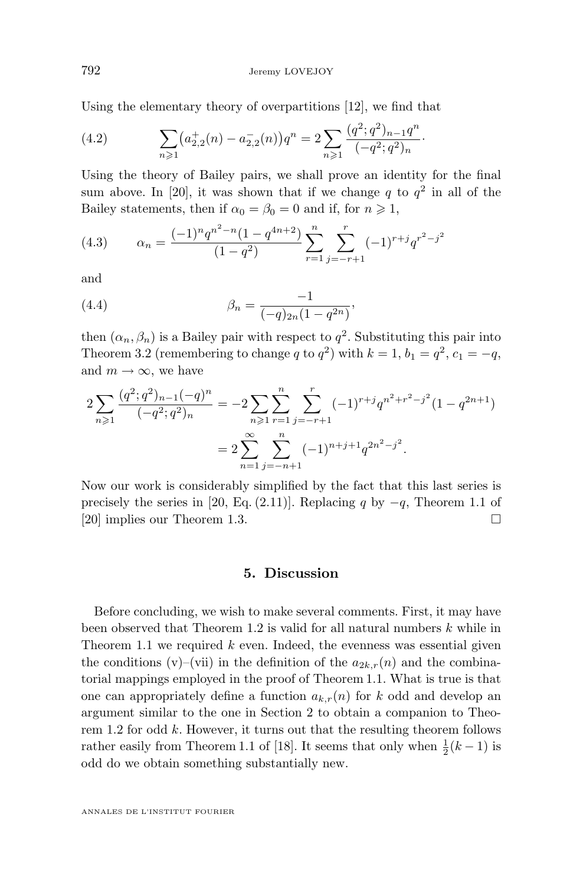Using the elementary theory of overpartitions [12], we find that

$$\sum_{n\geqslant 1}\big(a^{+}_{2,2}(n)-a^{-}_{2,2}(n)\big)q^n = 2\sum_{n\geqslant 1}\frac{(q^2;q^2)_{n-1}q^n}{(-q^2;q^2)_n}\cdot \tag{4.2}$$

Using the theory of Bailey pairs, we shall prove an identity for the final sum above. In [20], it was shown that if we change $q$ to $q^2$ in all of the Bailey statements, then if $\alpha_0=\beta_0=0$ and if, for $n\geqslant 1$,

$$\alpha_n = \frac{(-1)^n q^{n^2-n}(1-q^{4n+2})}{(1-q^2)}\sum_{r=1}^{n}\sum_{j=-r+1}^{r}(-1)^{r+j}q^{r^2-j^2} \tag{4.3}$$

and

$$\beta_n = \frac{-1}{(-q)_{2n}(1-q^{2n})}, \tag{4.4}$$

then $(\alpha_n,\beta_n)$ is a Bailey pair with respect to $q^2$. Substituting this pair into Theorem 3.2 (remembering to change $q$ to $q^2$) with $k=1$, $b_1=q^2$, $c_1=-q$, and $m\to\infty$, we have

$$\begin{aligned}
2\sum_{n\geqslant 1}\frac{(q^2;q^2)_{n-1}(-q)^n}{(-q^2;q^2)_n} &= -2\sum_{n\geqslant 1}\sum_{r=1}^{n}\sum_{j=-r+1}^{r}(-1)^{r+j}q^{n^2+r^2-j^2}(1-q^{2n+1})\\
&= 2\sum_{n=1}^{\infty}\sum_{j=-n+1}^{n}(-1)^{n+j+1}q^{2n^2-j^2}.
\end{aligned}$$

Now our work is considerably simplified by the fact that this last series is precisely the series in [20, Eq. (2.11)]. Replacing $q$ by $-q$, Theorem 1.1 of [20] implies our Theorem 1.3. □

## 5. Discussion

Before concluding, we wish to make several comments. First, it may have been observed that Theorem 1.2 is valid for all natural numbers $k$ while in Theorem 1.1 we required $k$ even. Indeed, the evenness was essential given the conditions (v)–(vii) in the definition of the $a_{2k,r}(n)$ and the combinatorial mappings employed in the proof of Theorem 1.1. What is true is that one can appropriately define a function $a_{k,r}(n)$ for $k$ odd and develop an argument similar to the one in Section 2 to obtain a companion to Theorem 1.2 for odd $k$. However, it turns out that the resulting theorem follows rather easily from Theorem 1.1 of [18]. It seems that only when $\frac{1}{2}(k-1)$ is odd do we obtain something substantially new.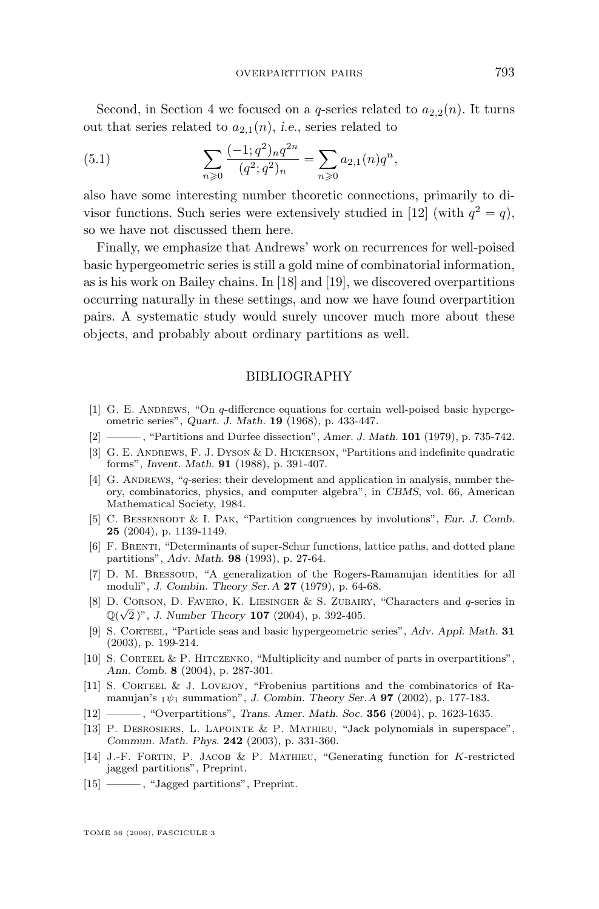Second, in Section 4 we focused on a $q$-series related to $a_{2,2}(n)$. It turns out that series related to $a_{2,1}(n)$, *i.e.*, series related to

$$\sum_{n\geqslant 0} \frac{(-1;q^2)_n q^{2n}}{(q^2;q^2)_n} = \sum_{n\geqslant 0} a_{2,1}(n) q^n, \tag{5.1}$$

also have some interesting number theoretic connections, primarily to divisor functions. Such series were extensively studied in [12] (with $q^2 = q$), so we have not discussed them here.

Finally, we emphasize that Andrews' work on recurrences for well-poised basic hypergeometric series is still a gold mine of combinatorial information, as is his work on Bailey chains. In [18] and [19], we discovered overpartitions occurring naturally in these settings, and now we have found overpartition pairs. A systematic study would surely uncover much more about these objects, and probably about ordinary partitions as well.

## BIBLIOGRAPHY

[1] G. E. Andrews, "On $q$-difference equations for certain well-poised basic hypergeometric series", *Quart. J. Math.* **19** (1968), p. 433-447.

[2] ———, "Partitions and Durfee dissection", *Amer. J. Math.* **101** (1979), p. 735-742.

[3] G. E. Andrews, F. J. Dyson & D. Hickerson, "Partitions and indefinite quadratic forms", *Invent. Math.* **91** (1988), p. 391-407.

[4] G. Andrews, "$q$-series: their development and application in analysis, number theory, combinatorics, physics, and computer algebra", in *CBMS*, vol. 66, American Mathematical Society, 1984.

[5] C. Bessenrodt & I. Pak, "Partition congruences by involutions", *Eur. J. Comb.* **25** (2004), p. 1139-1149.

[6] F. Brenti, "Determinants of super-Schur functions, lattice paths, and dotted plane partitions", *Adv. Math.* **98** (1993), p. 27-64.

[7] D. M. Bressoud, "A generalization of the Rogers-Ramanujan identities for all moduli", *J. Combin. Theory Ser. A* **27** (1979), p. 64-68.

[8] D. Corson, D. Favero, K. Liesinger & S. Zubairy, "Characters and $q$-series in $\mathbb{Q}(\sqrt{2}\,)$", *J. Number Theory* **107** (2004), p. 392-405.

[9] S. Corteel, "Particle seas and basic hypergeometric series", *Adv. Appl. Math.* **31** (2003), p. 199-214.

[10] S. Corteel & P. Hitczenko, "Multiplicity and number of parts in overpartitions", *Ann. Comb.* **8** (2004), p. 287-301.

[11] S. Corteel & J. Lovejoy, "Frobenius partitions and the combinatorics of Ramanujan's ${}_1\psi_1$ summation", *J. Combin. Theory Ser. A* **97** (2002), p. 177-183.

[12] ———, "Overpartitions", *Trans. Amer. Math. Soc.* **356** (2004), p. 1623-1635.

[13] P. Desrosiers, L. Lapointe & P. Mathieu, "Jack polynomials in superspace", *Commun. Math. Phys.* **242** (2003), p. 331-360.

[14] J.-F. Fortin, P. Jacob & P. Mathieu, "Generating function for $K$-restricted jagged partitions", Preprint.

[15] ———, "Jagged partitions", Preprint.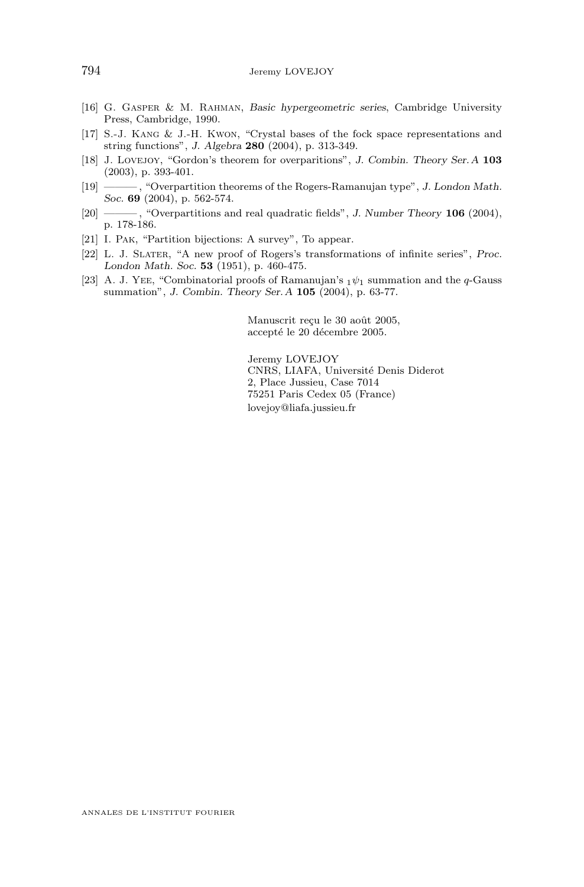[16] G. Gasper & M. Rahman, *Basic hypergeometric series*, Cambridge University Press, Cambridge, 1990.

[17] S.-J. Kang & J.-H. Kwon, "Crystal bases of the fock space representations and string functions", *J. Algebra* **280** (2004), p. 313-349.

[18] J. Lovejoy, "Gordon's theorem for overparitions", *J. Combin. Theory Ser. A* **103** (2003), p. 393-401.

[19] ———, "Overpartition theorems of the Rogers-Ramanujan type", *J. London Math. Soc.* **69** (2004), p. 562-574.

[20] ———, "Overpartitions and real quadratic fields", *J. Number Theory* **106** (2004), p. 178-186.

[21] I. Pak, "Partition bijections: A survey", To appear.

[22] L. J. Slater, "A new proof of Rogers's transformations of infinite series", *Proc. London Math. Soc.* **53** (1951), p. 460-475.

[23] A. J. Yee, "Combinatorial proofs of Ramanujan's ${}_1\psi_1$ summation and the $q$-Gauss summation", *J. Combin. Theory Ser. A* **105** (2004), p. 63-77.

Manuscrit reçu le 30 août 2005,
accepté le 20 décembre 2005.

Jeremy LOVEJOY
CNRS, LIAFA, Université Denis Diderot
2, Place Jussieu, Case 7014
75251 Paris Cedex 05 (France)
lovejoy@liafa.jussieu.fr